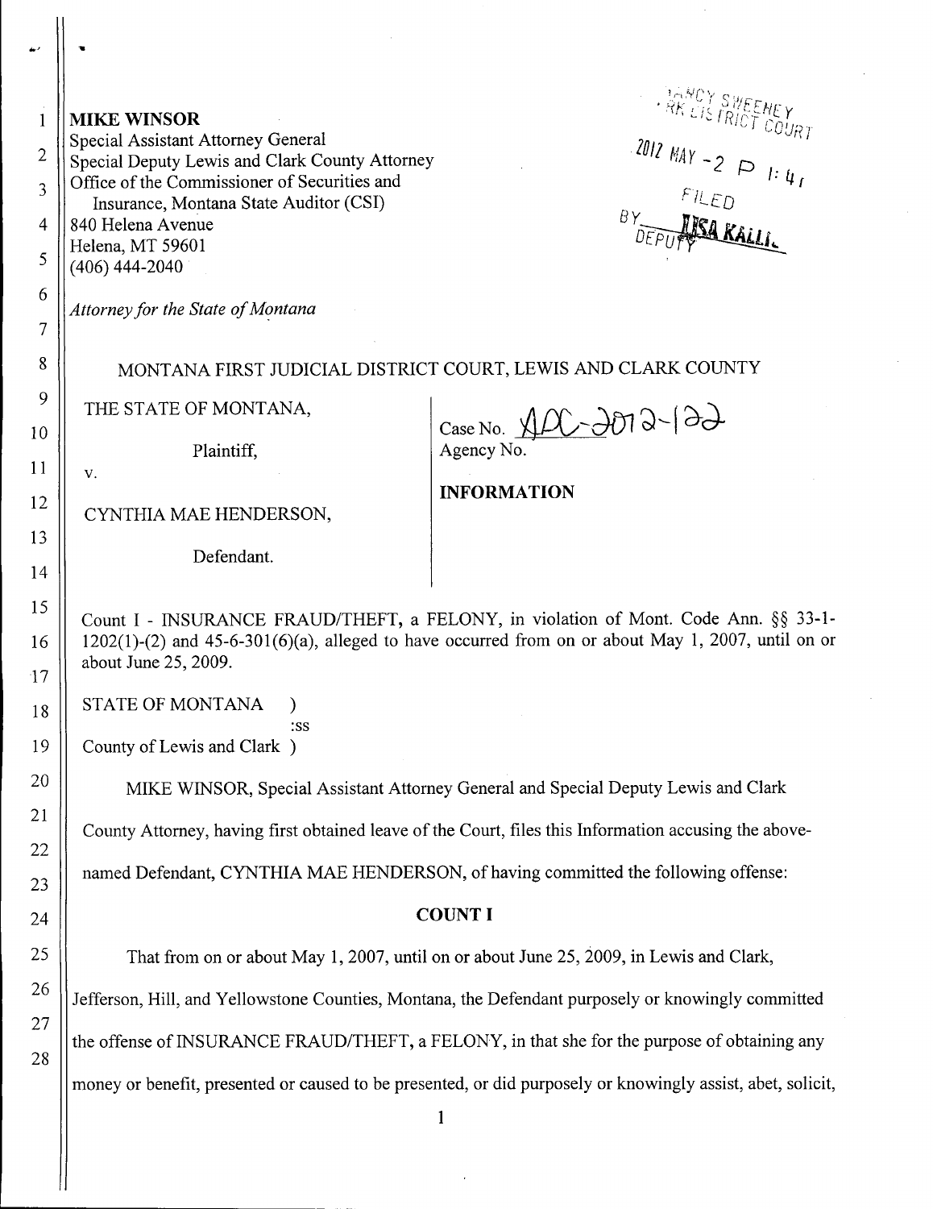**MIKE WINSOR**
Special Assistant Attorney General
Special Deputy Lewis and Clark County Attorney
Office of the Commissioner of Securities and
Insurance, Montana State Auditor (CSI)
840 Helena Avenue
Helena, MT 59601
(406) 444-2040

NANCY SWEENEY
CLERK DISTRICT COURT
2012 MAY -2 P 1:41
FILED
BY LISA KALLIO
DEPUTY

*Attorney for the State of Montana*

MONTANA FIRST JUDICIAL DISTRICT COURT, LEWIS AND CLARK COUNTY

| | |
|---|---|
| THE STATE OF MONTANA,<br><br>Plaintiff,<br><br>v.<br><br>CYNTHIA MAE HENDERSON,<br><br>Defendant. | Case No. ADC-2012-122<br>Agency No.<br><br>**INFORMATION** |

Count I - INSURANCE FRAUD/THEFT, a FELONY, in violation of Mont. Code Ann. §§ 33-1-1202(1)-(2) and 45-6-301(6)(a), alleged to have occurred from on or about May 1, 2007, until on or about June 25, 2009.

STATE OF MONTANA )
:ss
County of Lewis and Clark )

MIKE WINSOR, Special Assistant Attorney General and Special Deputy Lewis and Clark County Attorney, having first obtained leave of the Court, files this Information accusing the above-named Defendant, CYNTHIA MAE HENDERSON, of having committed the following offense:

**COUNT I**

That from on or about May 1, 2007, until on or about June 25, 2009, in Lewis and Clark, Jefferson, Hill, and Yellowstone Counties, Montana, the Defendant purposely or knowingly committed the offense of INSURANCE FRAUD/THEFT, a FELONY, in that she for the purpose of obtaining any money or benefit, presented or caused to be presented, or did purposely or knowingly assist, abet, solicit,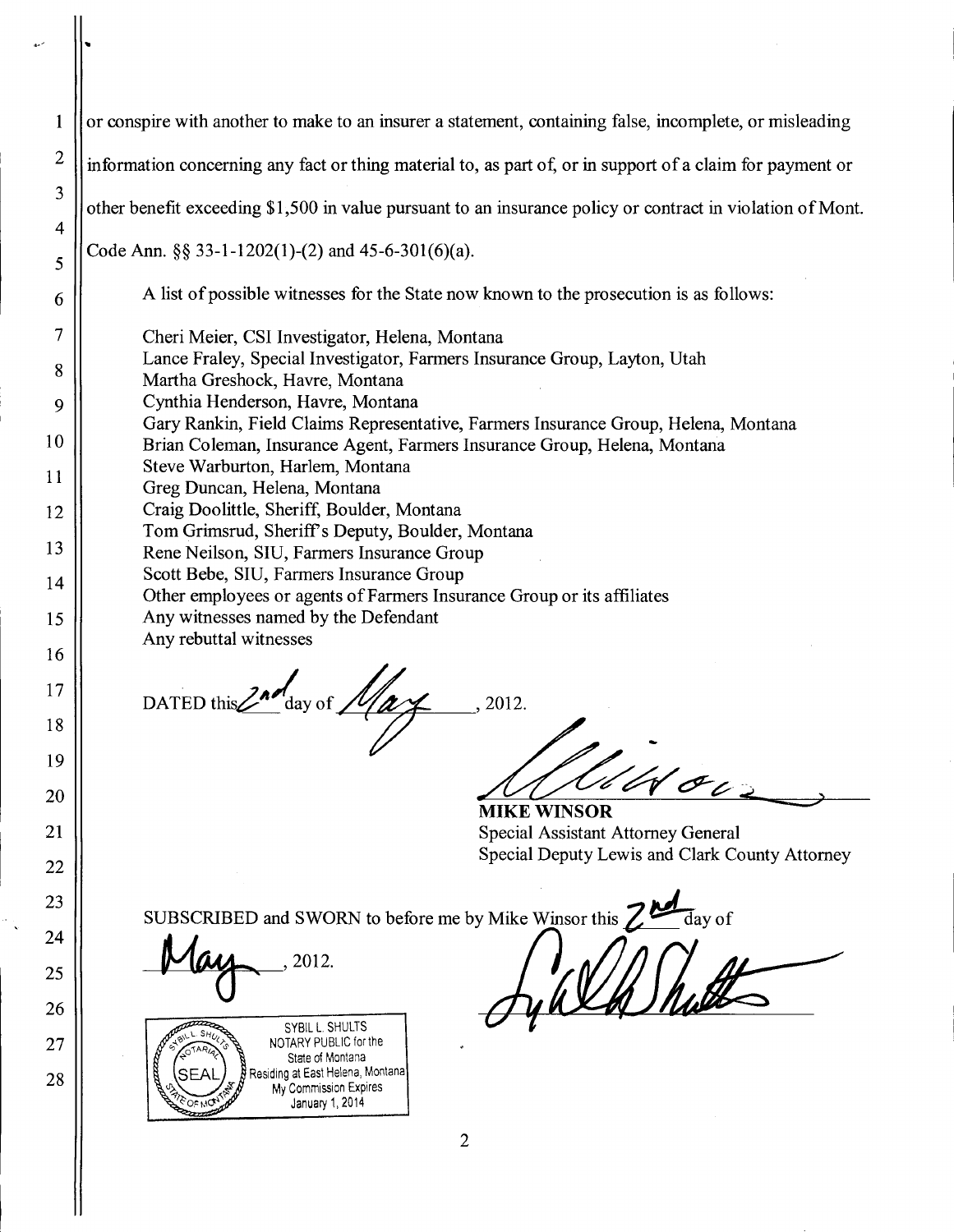or conspire with another to make to an insurer a statement, containing false, incomplete, or misleading information concerning any fact or thing material to, as part of, or in support of a claim for payment or other benefit exceeding $1,500 in value pursuant to an insurance policy or contract in violation of Mont. Code Ann. §§ 33-1-1202(1)-(2) and 45-6-301(6)(a).

A list of possible witnesses for the State now known to the prosecution is as follows:

Cheri Meier, CSI Investigator, Helena, Montana
Lance Fraley, Special Investigator, Farmers Insurance Group, Layton, Utah
Martha Greshock, Havre, Montana
Cynthia Henderson, Havre, Montana
Gary Rankin, Field Claims Representative, Farmers Insurance Group, Helena, Montana
Brian Coleman, Insurance Agent, Farmers Insurance Group, Helena, Montana
Steve Warburton, Harlem, Montana
Greg Duncan, Helena, Montana
Craig Doolittle, Sheriff, Boulder, Montana
Tom Grimsrud, Sheriff's Deputy, Boulder, Montana
Rene Neilson, SIU, Farmers Insurance Group
Scott Bebe, SIU, Farmers Insurance Group
Other employees or agents of Farmers Insurance Group or its affiliates
Any witnesses named by the Defendant
Any rebuttal witnesses

DATED this 2nd day of May, 2012.

**MIKE WINSOR**
Special Assistant Attorney General
Special Deputy Lewis and Clark County Attorney

SUBSCRIBED and SWORN to before me by Mike Winsor this 2nd day of May, 2012.

SYBIL L. SHULTS
NOTARY PUBLIC for the State of Montana
Residing at East Helena, Montana
My Commission Expires January 1, 2014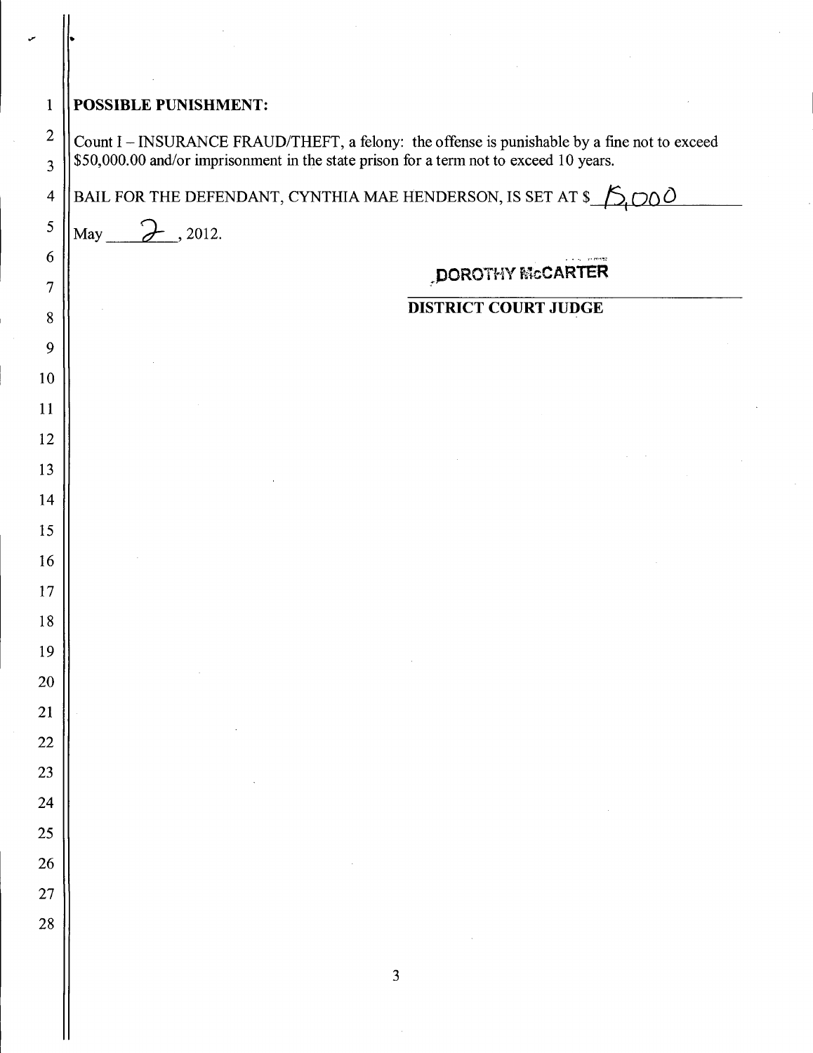**POSSIBLE PUNISHMENT:**

Count I – INSURANCE FRAUD/THEFT, a felony: the offense is punishable by a fine not to exceed $50,000.00 and/or imprisonment in the state prison for a term not to exceed 10 years.

BAIL FOR THE DEFENDANT, CYNTHIA MAE HENDERSON, IS SET AT $ 15,000

May 2, 2012.

DOROTHY McCARTER

**DISTRICT COURT JUDGE**